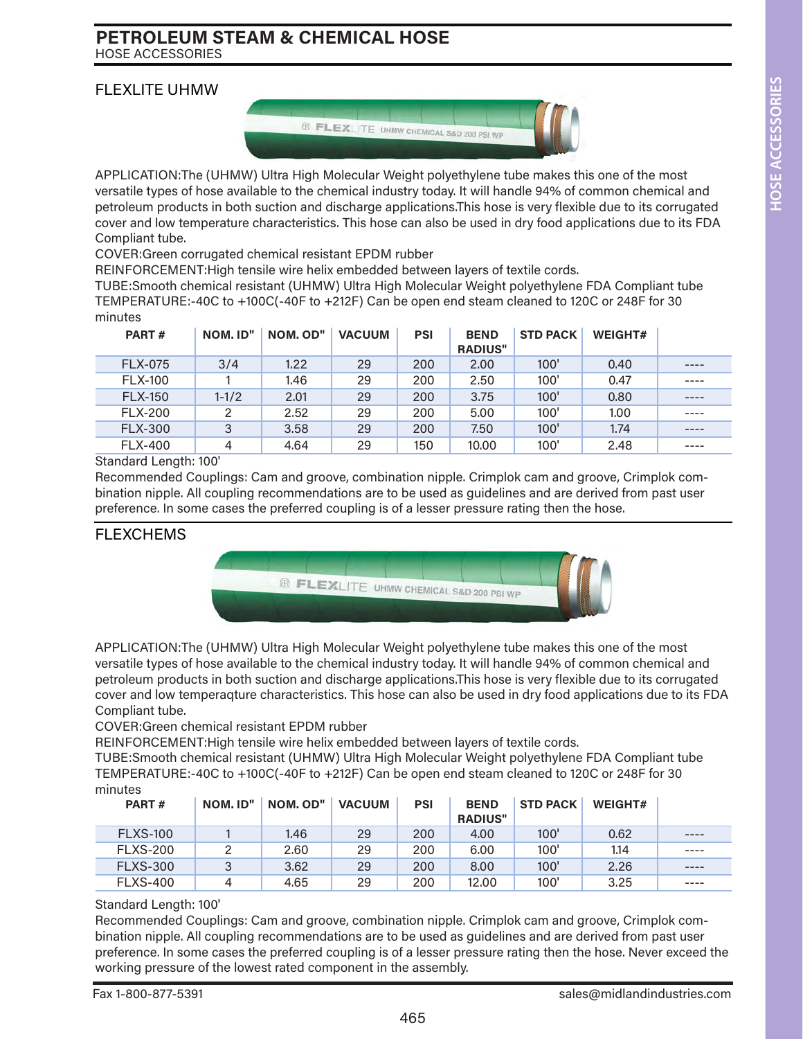# PETROLEUM STEAM & CHEMICAL HOSE

HOSE ACCESSORIES

## FLEXLITE UHMW

APPLICATION:The (UHMW) Ultra High Molecular Weight polyethylene tube makes this one of the most versatile types of hose available to the chemical industry today. It will handle 94% of common chemical and petroleum products in both suction and discharge applications.This hose is very flexible due to its corrugated cover and low temperature characteristics. This hose can also be used in dry food applications due to its FDA Compliant tube.

COVER:Green corrugated chemical resistant EPDM rubber

REINFORCEMENT:High tensile wire helix embedded between layers of textile cords.

TUBE:Smooth chemical resistant (UHMW) Ultra High Molecular Weight polyethylene FDA Compliant tube

TEMPERATURE:-40C to +100C(-40F to +212F) Can be open end steam cleaned to 120C or 248F for 30 minutes

| PART # | NOM. ID" | NOM. OD" | VACUUM | PSI | BEND RADIUS" | STD PACK | WEIGHT# | |
|---|---|---|---|---|---|---|---|---|
| FLX-075 | 3/4 | 1.22 | 29 | 200 | 2.00 | 100' | 0.40 | ---- |
| FLX-100 | 1 | 1.46 | 29 | 200 | 2.50 | 100' | 0.47 | ---- |
| FLX-150 | 1-1/2 | 2.01 | 29 | 200 | 3.75 | 100' | 0.80 | ---- |
| FLX-200 | 2 | 2.52 | 29 | 200 | 5.00 | 100' | 1.00 | ---- |
| FLX-300 | 3 | 3.58 | 29 | 200 | 7.50 | 100' | 1.74 | ---- |
| FLX-400 | 4 | 4.64 | 29 | 150 | 10.00 | 100' | 2.48 | ---- |

Standard Length: 100'

Recommended Couplings: Cam and groove, combination nipple. Crimplok cam and groove, Crimplok combination nipple. All coupling recommendations are to be used as guidelines and are derived from past user preference. In some cases the preferred coupling is of a lesser pressure rating then the hose.

## FLEXCHEMS

APPLICATION:The (UHMW) Ultra High Molecular Weight polyethylene tube makes this one of the most versatile types of hose available to the chemical industry today. It will handle 94% of common chemical and petroleum products in both suction and discharge applications.This hose is very flexible due to its corrugated cover and low temperaqture characteristics. This hose can also be used in dry food applications due to its FDA Compliant tube.

COVER:Green chemical resistant EPDM rubber

REINFORCEMENT:High tensile wire helix embedded between layers of textile cords.

TUBE:Smooth chemical resistant (UHMW) Ultra High Molecular Weight polyethylene FDA Compliant tube

TEMPERATURE:-40C to +100C(-40F to +212F) Can be open end steam cleaned to 120C or 248F for 30 minutes

| PART # | NOM. ID" | NOM. OD" | VACUUM | PSI | BEND RADIUS" | STD PACK | WEIGHT# | |
|---|---|---|---|---|---|---|---|---|
| FLXS-100 | 1 | 1.46 | 29 | 200 | 4.00 | 100' | 0.62 | ---- |
| FLXS-200 | 2 | 2.60 | 29 | 200 | 6.00 | 100' | 1.14 | ---- |
| FLXS-300 | 3 | 3.62 | 29 | 200 | 8.00 | 100' | 2.26 | ---- |
| FLXS-400 | 4 | 4.65 | 29 | 200 | 12.00 | 100' | 3.25 | ---- |

Standard Length: 100'

Recommended Couplings: Cam and groove, combination nipple. Crimplok cam and groove, Crimplok combination nipple. All coupling recommendations are to be used as guidelines and are derived from past user preference. In some cases the preferred coupling is of a lesser pressure rating then the hose. Never exceed the working pressure of the lowest rated component in the assembly.

Fax 1-800-877-5391 sales@midlandindustries.com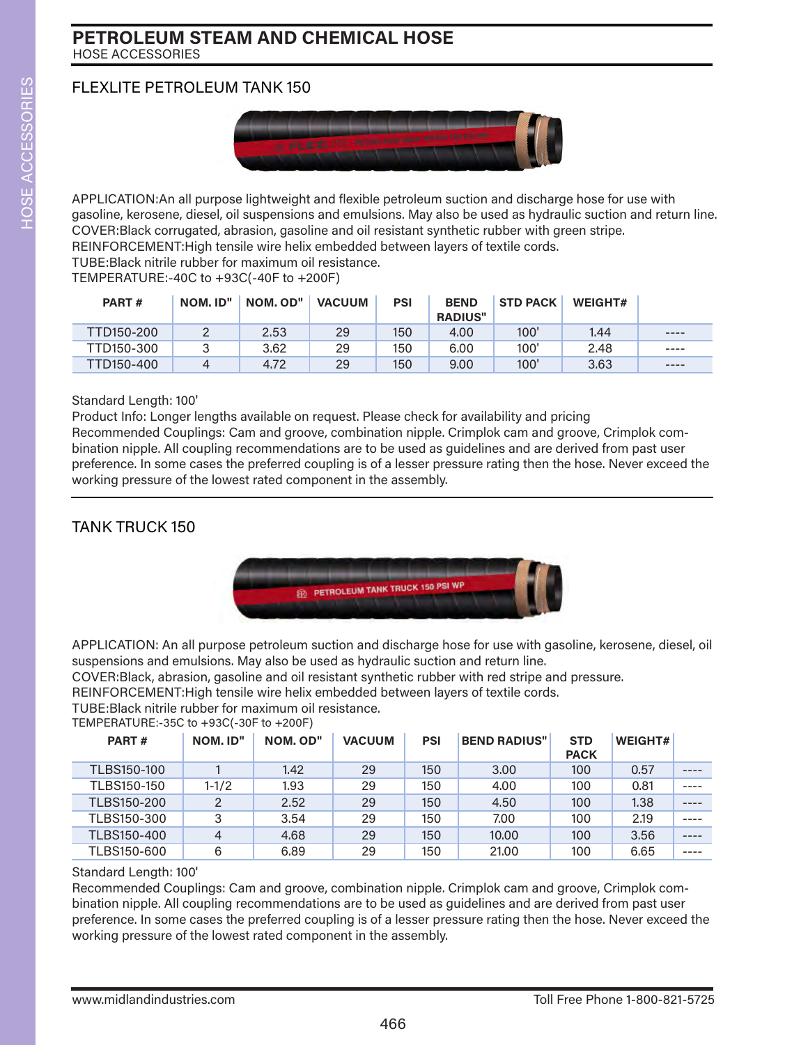# PETROLEUM STEAM AND CHEMICAL HOSE
HOSE ACCESSORIES

## FLEXLITE PETROLEUM TANK 150

APPLICATION:An all purpose lightweight and flexible petroleum suction and discharge hose for use with gasoline, kerosene, diesel, oil suspensions and emulsions. May also be used as hydraulic suction and return line.
COVER:Black corrugated, abrasion, gasoline and oil resistant synthetic rubber with green stripe.
REINFORCEMENT:High tensile wire helix embedded between layers of textile cords.
TUBE:Black nitrile rubber for maximum oil resistance.
TEMPERATURE:-40C to +93C(-40F to +200F)

| PART # | NOM. ID" | NOM. OD" | VACUUM | PSI | BEND RADIUS" | STD PACK | WEIGHT# | |
|---|---|---|---|---|---|---|---|---|
| TTD150-200 | 2 | 2.53 | 29 | 150 | 4.00 | 100' | 1.44 | ---- |
| TTD150-300 | 3 | 3.62 | 29 | 150 | 6.00 | 100' | 2.48 | ---- |
| TTD150-400 | 4 | 4.72 | 29 | 150 | 9.00 | 100' | 3.63 | ---- |

Standard Length: 100'
Product Info: Longer lengths available on request. Please check for availability and pricing
Recommended Couplings: Cam and groove, combination nipple. Crimplok cam and groove, Crimplok combination nipple. All coupling recommendations are to be used as guidelines and are derived from past user preference. In some cases the preferred coupling is of a lesser pressure rating then the hose. Never exceed the working pressure of the lowest rated component in the assembly.

## TANK TRUCK 150

APPLICATION: An all purpose petroleum suction and discharge hose for use with gasoline, kerosene, diesel, oil suspensions and emulsions. May also be used as hydraulic suction and return line.
COVER:Black, abrasion, gasoline and oil resistant synthetic rubber with red stripe and pressure.
REINFORCEMENT:High tensile wire helix embedded between layers of textile cords.
TUBE:Black nitrile rubber for maximum oil resistance.
TEMPERATURE:-35C to +93C(-30F to +200F)

| PART # | NOM. ID" | NOM. OD" | VACUUM | PSI | BEND RADIUS" | STD PACK | WEIGHT# | |
|---|---|---|---|---|---|---|---|---|
| TLBS150-100 | 1 | 1.42 | 29 | 150 | 3.00 | 100 | 0.57 | ---- |
| TLBS150-150 | 1-1/2 | 1.93 | 29 | 150 | 4.00 | 100 | 0.81 | ---- |
| TLBS150-200 | 2 | 2.52 | 29 | 150 | 4.50 | 100 | 1.38 | ---- |
| TLBS150-300 | 3 | 3.54 | 29 | 150 | 7.00 | 100 | 2.19 | ---- |
| TLBS150-400 | 4 | 4.68 | 29 | 150 | 10.00 | 100 | 3.56 | ---- |
| TLBS150-600 | 6 | 6.89 | 29 | 150 | 21.00 | 100 | 6.65 | ---- |

Standard Length: 100'
Recommended Couplings: Cam and groove, combination nipple. Crimplok cam and groove, Crimplok combination nipple. All coupling recommendations are to be used as guidelines and are derived from past user preference. In some cases the preferred coupling is of a lesser pressure rating then the hose. Never exceed the working pressure of the lowest rated component in the assembly.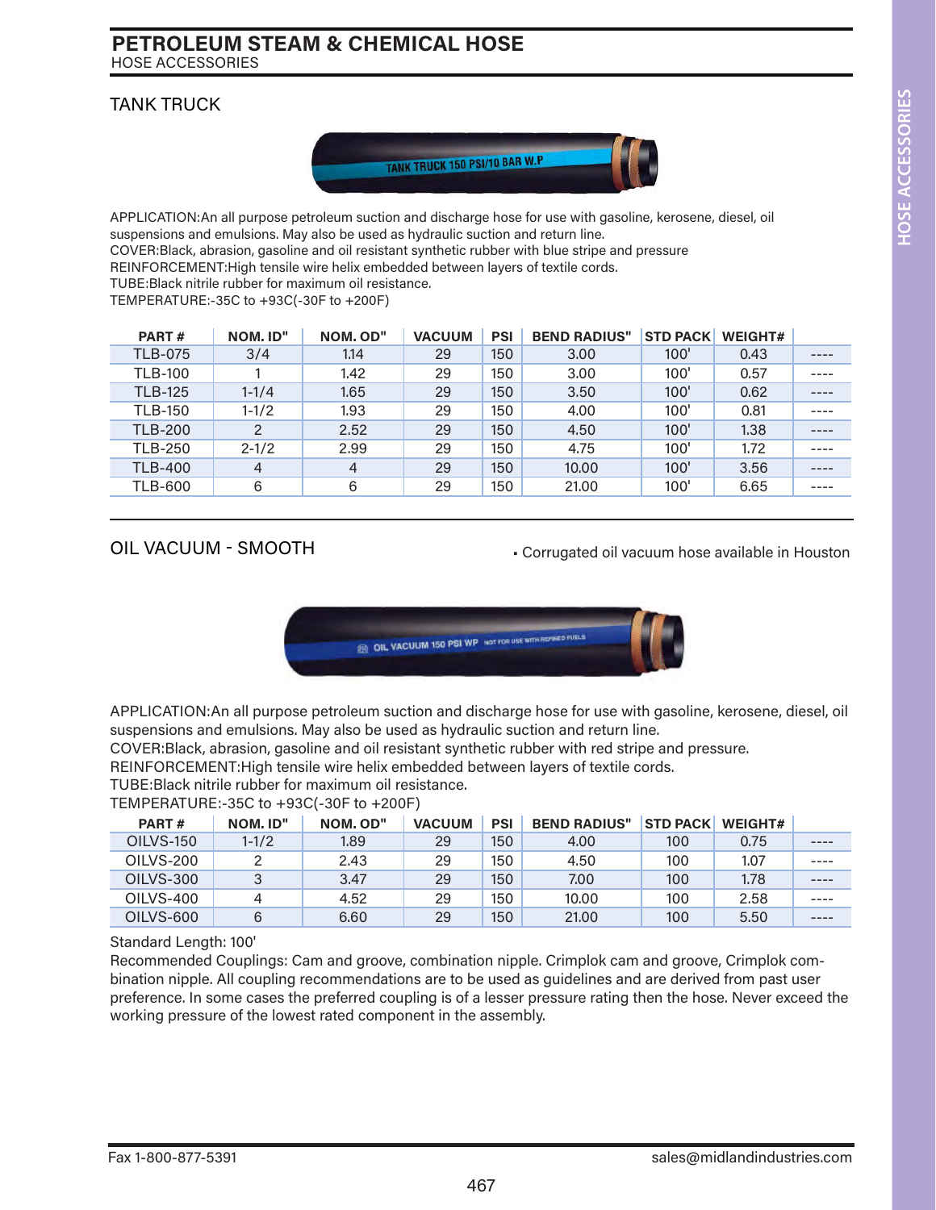# PETROLEUM STEAM & CHEMICAL HOSE

HOSE ACCESSORIES

## TANK TRUCK

APPLICATION:An all purpose petroleum suction and discharge hose for use with gasoline, kerosene, diesel, oil suspensions and emulsions. May also be used as hydraulic suction and return line.
COVER:Black, abrasion, gasoline and oil resistant synthetic rubber with blue stripe and pressure
REINFORCEMENT:High tensile wire helix embedded between layers of textile cords.
TUBE:Black nitrile rubber for maximum oil resistance.
TEMPERATURE:-35C to +93C(-30F to +200F)

| PART # | NOM. ID" | NOM. OD" | VACUUM | PSI | BEND RADIUS" | STD PACK | WEIGHT# | |
|---|---|---|---|---|---|---|---|---|
| TLB-075 | 3/4 | 1.14 | 29 | 150 | 3.00 | 100' | 0.43 | ---- |
| TLB-100 | 1 | 1.42 | 29 | 150 | 3.00 | 100' | 0.57 | ---- |
| TLB-125 | 1-1/4 | 1.65 | 29 | 150 | 3.50 | 100' | 0.62 | ---- |
| TLB-150 | 1-1/2 | 1.93 | 29 | 150 | 4.00 | 100' | 0.81 | ---- |
| TLB-200 | 2 | 2.52 | 29 | 150 | 4.50 | 100' | 1.38 | ---- |
| TLB-250 | 2-1/2 | 2.99 | 29 | 150 | 4.75 | 100' | 1.72 | ---- |
| TLB-400 | 4 | 4 | 29 | 150 | 10.00 | 100' | 3.56 | ---- |
| TLB-600 | 6 | 6 | 29 | 150 | 21.00 | 100' | 6.65 | ---- |

## OIL VACUUM - SMOOTH

- Corrugated oil vacuum hose available in Houston

APPLICATION:An all purpose petroleum suction and discharge hose for use with gasoline, kerosene, diesel, oil suspensions and emulsions. May also be used as hydraulic suction and return line.
COVER:Black, abrasion, gasoline and oil resistant synthetic rubber with red stripe and pressure.
REINFORCEMENT:High tensile wire helix embedded between layers of textile cords.
TUBE:Black nitrile rubber for maximum oil resistance.
TEMPERATURE:-35C to +93C(-30F to +200F)

| PART # | NOM. ID" | NOM. OD" | VACUUM | PSI | BEND RADIUS" | STD PACK | WEIGHT# | |
|---|---|---|---|---|---|---|---|---|
| OILVS-150 | 1-1/2 | 1.89 | 29 | 150 | 4.00 | 100 | 0.75 | ---- |
| OILVS-200 | 2 | 2.43 | 29 | 150 | 4.50 | 100 | 1.07 | ---- |
| OILVS-300 | 3 | 3.47 | 29 | 150 | 7.00 | 100 | 1.78 | ---- |
| OILVS-400 | 4 | 4.52 | 29 | 150 | 10.00 | 100 | 2.58 | ---- |
| OILVS-600 | 6 | 6.60 | 29 | 150 | 21.00 | 100 | 5.50 | ---- |

Standard Length: 100'
Recommended Couplings: Cam and groove, combination nipple. Crimplok cam and groove, Crimplok combination nipple. All coupling recommendations are to be used as guidelines and are derived from past user preference. In some cases the preferred coupling is of a lesser pressure rating then the hose. Never exceed the working pressure of the lowest rated component in the assembly.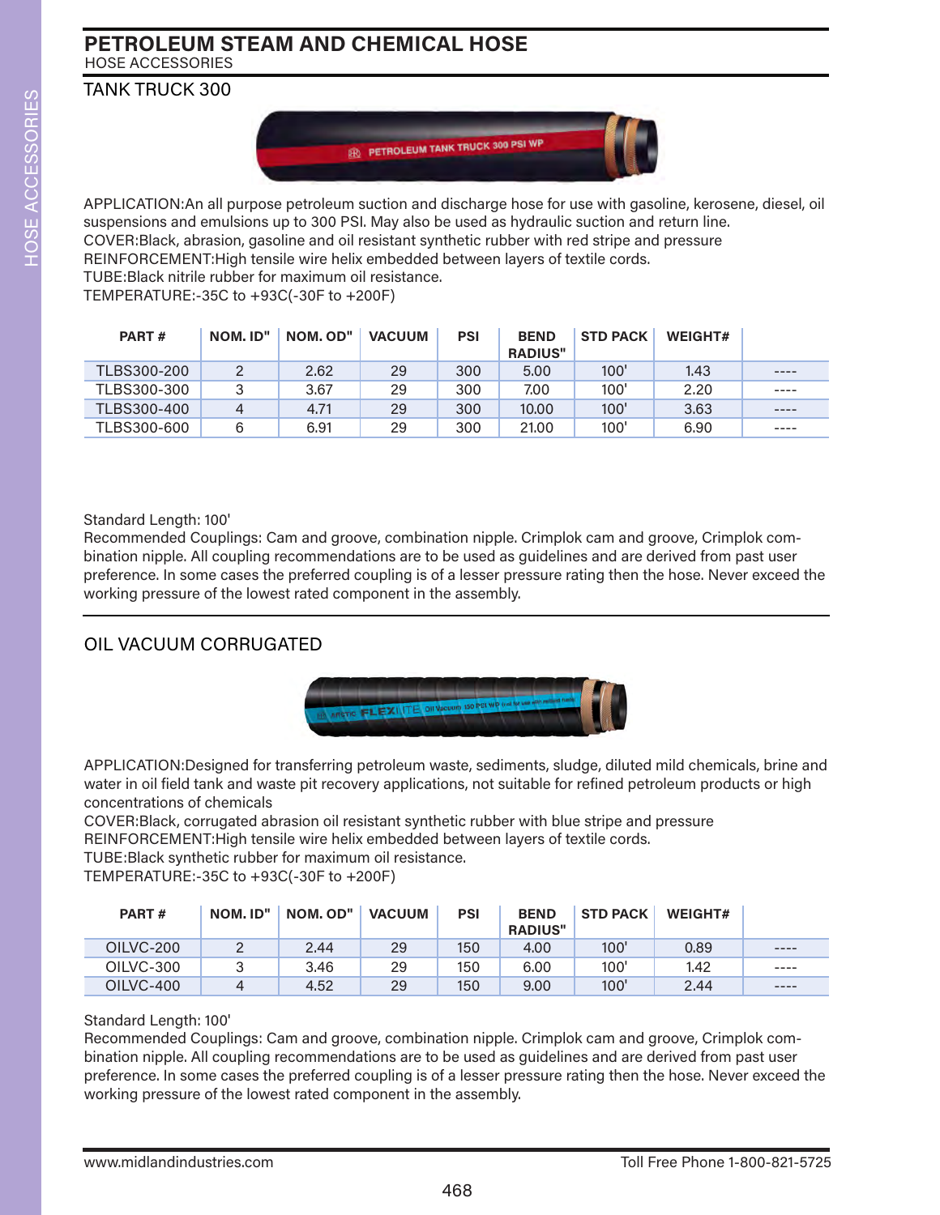# PETROLEUM STEAM AND CHEMICAL HOSE

HOSE ACCESSORIES

## TANK TRUCK 300

APPLICATION:An all purpose petroleum suction and discharge hose for use with gasoline, kerosene, diesel, oil suspensions and emulsions up to 300 PSI. May also be used as hydraulic suction and return line.
COVER:Black, abrasion, gasoline and oil resistant synthetic rubber with red stripe and pressure
REINFORCEMENT:High tensile wire helix embedded between layers of textile cords.
TUBE:Black nitrile rubber for maximum oil resistance.
TEMPERATURE:-35C to +93C(-30F to +200F)

| PART # | NOM. ID" | NOM. OD" | VACUUM | PSI | BEND RADIUS" | STD PACK | WEIGHT# | |
|---|---|---|---|---|---|---|---|---|
| TLBS300-200 | 2 | 2.62 | 29 | 300 | 5.00 | 100' | 1.43 | ---- |
| TLBS300-300 | 3 | 3.67 | 29 | 300 | 7.00 | 100' | 2.20 | ---- |
| TLBS300-400 | 4 | 4.71 | 29 | 300 | 10.00 | 100' | 3.63 | ---- |
| TLBS300-600 | 6 | 6.91 | 29 | 300 | 21.00 | 100' | 6.90 | ---- |

Standard Length: 100'
Recommended Couplings: Cam and groove, combination nipple. Crimplok cam and groove, Crimplok combination nipple. All coupling recommendations are to be used as guidelines and are derived from past user preference. In some cases the preferred coupling is of a lesser pressure rating then the hose. Never exceed the working pressure of the lowest rated component in the assembly.

## OIL VACUUM CORRUGATED

APPLICATION:Designed for transferring petroleum waste, sediments, sludge, diluted mild chemicals, brine and water in oil field tank and waste pit recovery applications, not suitable for refined petroleum products or high concentrations of chemicals
COVER:Black, corrugated abrasion oil resistant synthetic rubber with blue stripe and pressure
REINFORCEMENT:High tensile wire helix embedded between layers of textile cords.
TUBE:Black synthetic rubber for maximum oil resistance.
TEMPERATURE:-35C to +93C(-30F to +200F)

| PART # | NOM. ID" | NOM. OD" | VACUUM | PSI | BEND RADIUS" | STD PACK | WEIGHT# | |
|---|---|---|---|---|---|---|---|---|
| OILVC-200 | 2 | 2.44 | 29 | 150 | 4.00 | 100' | 0.89 | ---- |
| OILVC-300 | 3 | 3.46 | 29 | 150 | 6.00 | 100' | 1.42 | ---- |
| OILVC-400 | 4 | 4.52 | 29 | 150 | 9.00 | 100' | 2.44 | ---- |

Standard Length: 100'
Recommended Couplings: Cam and groove, combination nipple. Crimplok cam and groove, Crimplok combination nipple. All coupling recommendations are to be used as guidelines and are derived from past user preference. In some cases the preferred coupling is of a lesser pressure rating then the hose. Never exceed the working pressure of the lowest rated component in the assembly.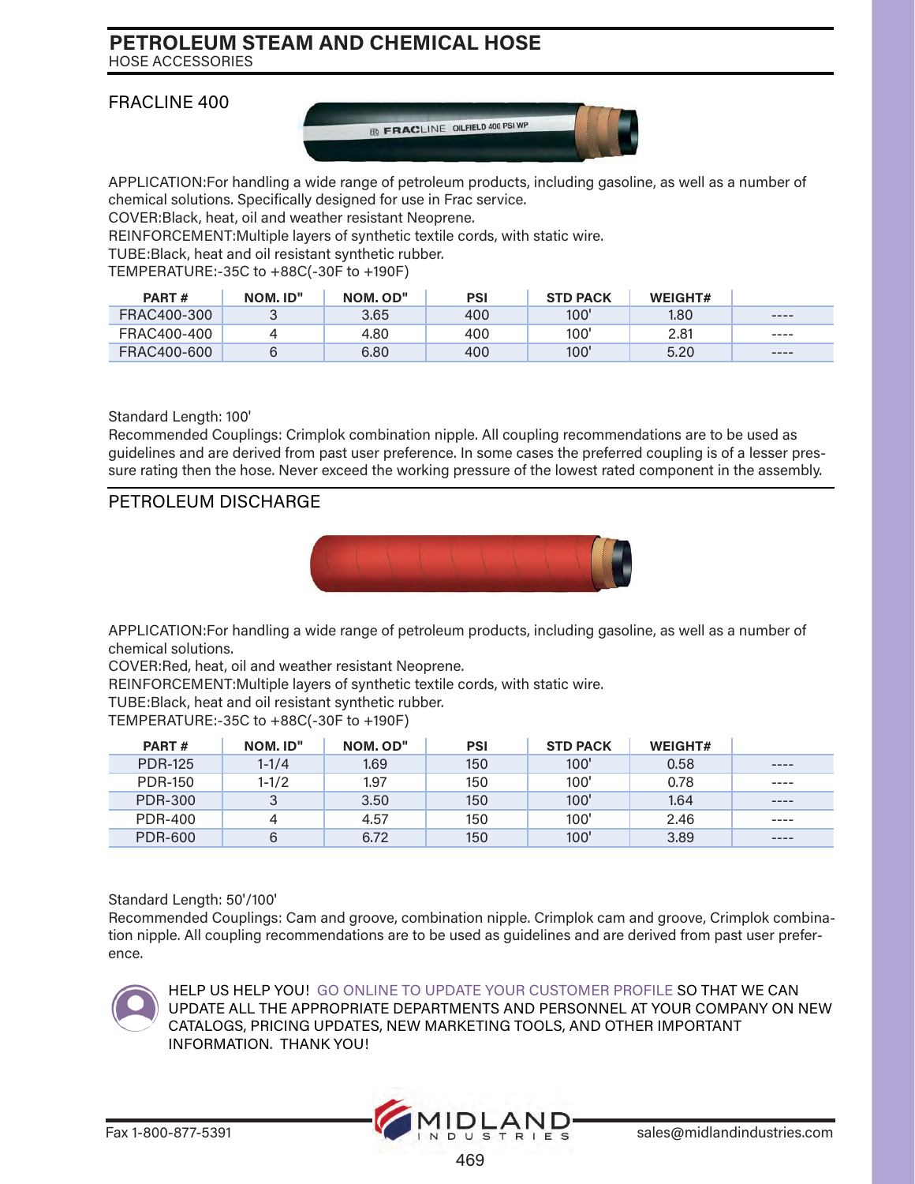# PETROLEUM STEAM AND CHEMICAL HOSE

HOSE ACCESSORIES

## FRACLINE 400

APPLICATION:For handling a wide range of petroleum products, including gasoline, as well as a number of chemical solutions. Specifically designed for use in Frac service.
COVER:Black, heat, oil and weather resistant Neoprene.
REINFORCEMENT:Multiple layers of synthetic textile cords, with static wire.
TUBE:Black, heat and oil resistant synthetic rubber.
TEMPERATURE:-35C to +88C(-30F to +190F)

| PART # | NOM. ID" | NOM. OD" | PSI | STD PACK | WEIGHT# | |
|---|---|---|---|---|---|---|
| FRAC400-300 | 3 | 3.65 | 400 | 100' | 1.80 | ---- |
| FRAC400-400 | 4 | 4.80 | 400 | 100' | 2.81 | ---- |
| FRAC400-600 | 6 | 6.80 | 400 | 100' | 5.20 | ---- |

Standard Length: 100'
Recommended Couplings: Crimplok combination nipple. All coupling recommendations are to be used as guidelines and are derived from past user preference. In some cases the preferred coupling is of a lesser pressure rating then the hose. Never exceed the working pressure of the lowest rated component in the assembly.

## PETROLEUM DISCHARGE

APPLICATION:For handling a wide range of petroleum products, including gasoline, as well as a number of chemical solutions.
COVER:Red, heat, oil and weather resistant Neoprene.
REINFORCEMENT:Multiple layers of synthetic textile cords, with static wire.
TUBE:Black, heat and oil resistant synthetic rubber.
TEMPERATURE:-35C to +88C(-30F to +190F)

| PART # | NOM. ID" | NOM. OD" | PSI | STD PACK | WEIGHT# | |
|---|---|---|---|---|---|---|
| PDR-125 | 1-1/4 | 1.69 | 150 | 100' | 0.58 | ---- |
| PDR-150 | 1-1/2 | 1.97 | 150 | 100' | 0.78 | ---- |
| PDR-300 | 3 | 3.50 | 150 | 100' | 1.64 | ---- |
| PDR-400 | 4 | 4.57 | 150 | 100' | 2.46 | ---- |
| PDR-600 | 6 | 6.72 | 150 | 100' | 3.89 | ---- |

Standard Length: 50'/100'
Recommended Couplings: Cam and groove, combination nipple. Crimplok cam and groove, Crimplok combination nipple. All coupling recommendations are to be used as guidelines and are derived from past user preference.

HELP US HELP YOU! GO ONLINE TO UPDATE YOUR CUSTOMER PROFILE SO THAT WE CAN UPDATE ALL THE APPROPRIATE DEPARTMENTS AND PERSONNEL AT YOUR COMPANY ON NEW CATALOGS, PRICING UPDATES, NEW MARKETING TOOLS, AND OTHER IMPORTANT INFORMATION. THANK YOU!

Fax 1-800-877-5391 MIDLAND INDUSTRIES sales@midlandindustries.com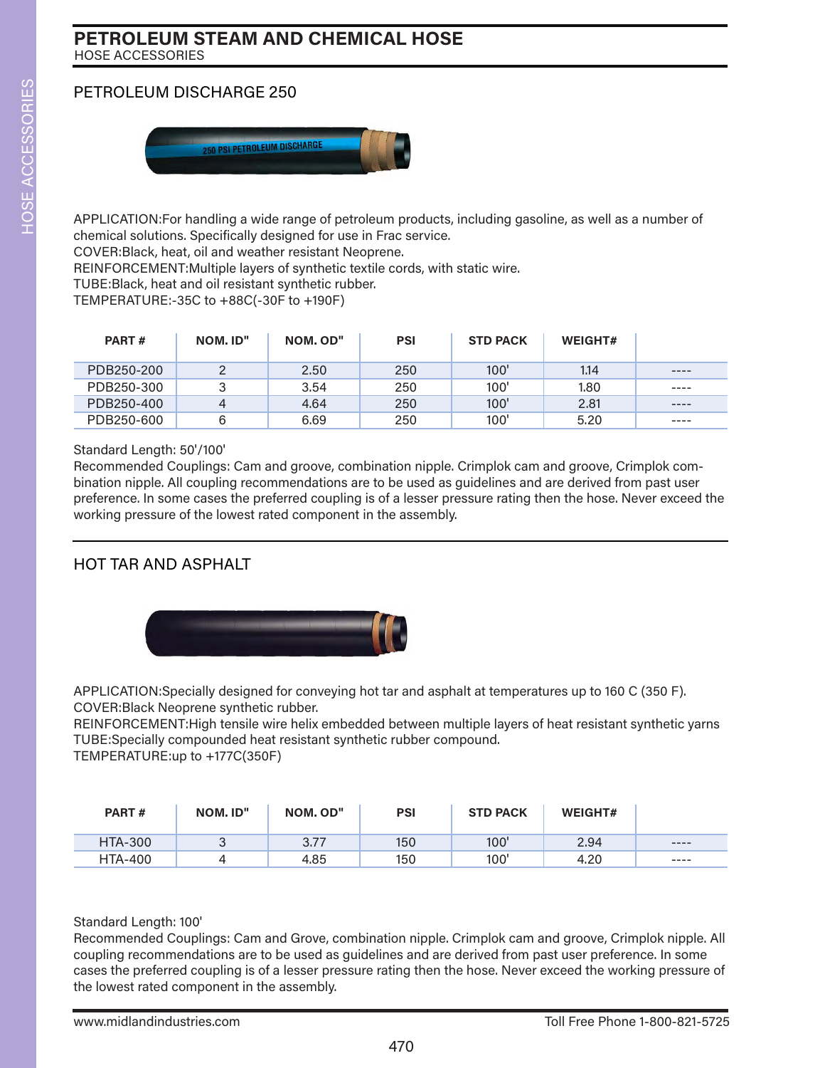# PETROLEUM STEAM AND CHEMICAL HOSE

HOSE ACCESSORIES

## PETROLEUM DISCHARGE 250

APPLICATION:For handling a wide range of petroleum products, including gasoline, as well as a number of chemical solutions. Specifically designed for use in Frac service.
COVER:Black, heat, oil and weather resistant Neoprene.
REINFORCEMENT:Multiple layers of synthetic textile cords, with static wire.
TUBE:Black, heat and oil resistant synthetic rubber.
TEMPERATURE:-35C to +88C(-30F to +190F)

| PART # | NOM. ID" | NOM. OD" | PSI | STD PACK | WEIGHT# | |
|---|---|---|---|---|---|---|
| PDB250-200 | 2 | 2.50 | 250 | 100' | 1.14 | ---- |
| PDB250-300 | 3 | 3.54 | 250 | 100' | 1.80 | ---- |
| PDB250-400 | 4 | 4.64 | 250 | 100' | 2.81 | ---- |
| PDB250-600 | 6 | 6.69 | 250 | 100' | 5.20 | ---- |

Standard Length: 50'/100'
Recommended Couplings: Cam and groove, combination nipple. Crimplok cam and groove, Crimplok combination nipple. All coupling recommendations are to be used as guidelines and are derived from past user preference. In some cases the preferred coupling is of a lesser pressure rating then the hose. Never exceed the working pressure of the lowest rated component in the assembly.

## HOT TAR AND ASPHALT

APPLICATION:Specially designed for conveying hot tar and asphalt at temperatures up to 160 C (350 F).
COVER:Black Neoprene synthetic rubber.
REINFORCEMENT:High tensile wire helix embedded between multiple layers of heat resistant synthetic yarns
TUBE:Specially compounded heat resistant synthetic rubber compound.
TEMPERATURE:up to +177C(350F)

| PART # | NOM. ID" | NOM. OD" | PSI | STD PACK | WEIGHT# | |
|---|---|---|---|---|---|---|
| HTA-300 | 3 | 3.77 | 150 | 100' | 2.94 | ---- |
| HTA-400 | 4 | 4.85 | 150 | 100' | 4.20 | ---- |

Standard Length: 100'
Recommended Couplings: Cam and Grove, combination nipple. Crimplok cam and groove, Crimplok nipple. All coupling recommendations are to be used as guidelines and are derived from past user preference. In some cases the preferred coupling is of a lesser pressure rating then the hose. Never exceed the working pressure of the lowest rated component in the assembly.

www.midlandindustries.com Toll Free Phone 1-800-821-5725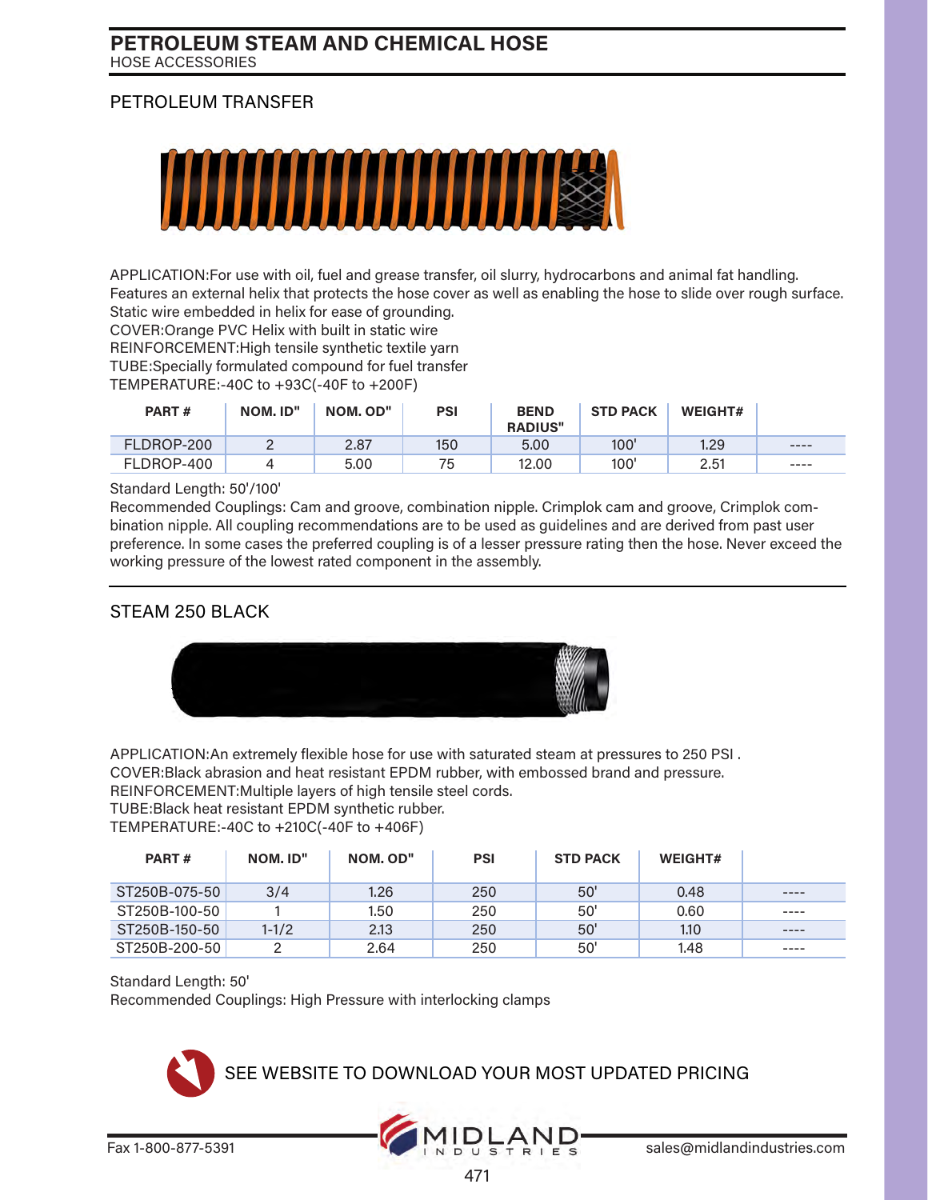# PETROLEUM STEAM AND CHEMICAL HOSE

HOSE ACCESSORIES

## PETROLEUM TRANSFER

APPLICATION:For use with oil, fuel and grease transfer, oil slurry, hydrocarbons and animal fat handling. Features an external helix that protects the hose cover as well as enabling the hose to slide over rough surface. Static wire embedded in helix for ease of grounding.
COVER:Orange PVC Helix with built in static wire
REINFORCEMENT:High tensile synthetic textile yarn
TUBE:Specially formulated compound for fuel transfer
TEMPERATURE:-40C to +93C(-40F to +200F)

| PART # | NOM. ID" | NOM. OD" | PSI | BEND RADIUS" | STD PACK | WEIGHT# | |
|---|---|---|---|---|---|---|---|
| FLDROP-200 | 2 | 2.87 | 150 | 5.00 | 100' | 1.29 | ---- |
| FLDROP-400 | 4 | 5.00 | 75 | 12.00 | 100' | 2.51 | ---- |

Standard Length: 50'/100'
Recommended Couplings: Cam and groove, combination nipple. Crimplok cam and groove, Crimplok combination nipple. All coupling recommendations are to be used as guidelines and are derived from past user preference. In some cases the preferred coupling is of a lesser pressure rating then the hose. Never exceed the working pressure of the lowest rated component in the assembly.

## STEAM 250 BLACK

APPLICATION:An extremely flexible hose for use with saturated steam at pressures to 250 PSI .
COVER:Black abrasion and heat resistant EPDM rubber, with embossed brand and pressure.
REINFORCEMENT:Multiple layers of high tensile steel cords.
TUBE:Black heat resistant EPDM synthetic rubber.
TEMPERATURE:-40C to +210C(-40F to +406F)

| PART # | NOM. ID" | NOM. OD" | PSI | STD PACK | WEIGHT# | |
|---|---|---|---|---|---|---|
| ST250B-075-50 | 3/4 | 1.26 | 250 | 50' | 0.48 | ---- |
| ST250B-100-50 | 1 | 1.50 | 250 | 50' | 0.60 | ---- |
| ST250B-150-50 | 1-1/2 | 2.13 | 250 | 50' | 1.10 | ---- |
| ST250B-200-50 | 2 | 2.64 | 250 | 50' | 1.48 | ---- |

Standard Length: 50'
Recommended Couplings: High Pressure with interlocking clamps

SEE WEBSITE TO DOWNLOAD YOUR MOST UPDATED PRICING

Fax 1-800-877-5391 MIDLAND INDUSTRIES sales@midlandindustries.com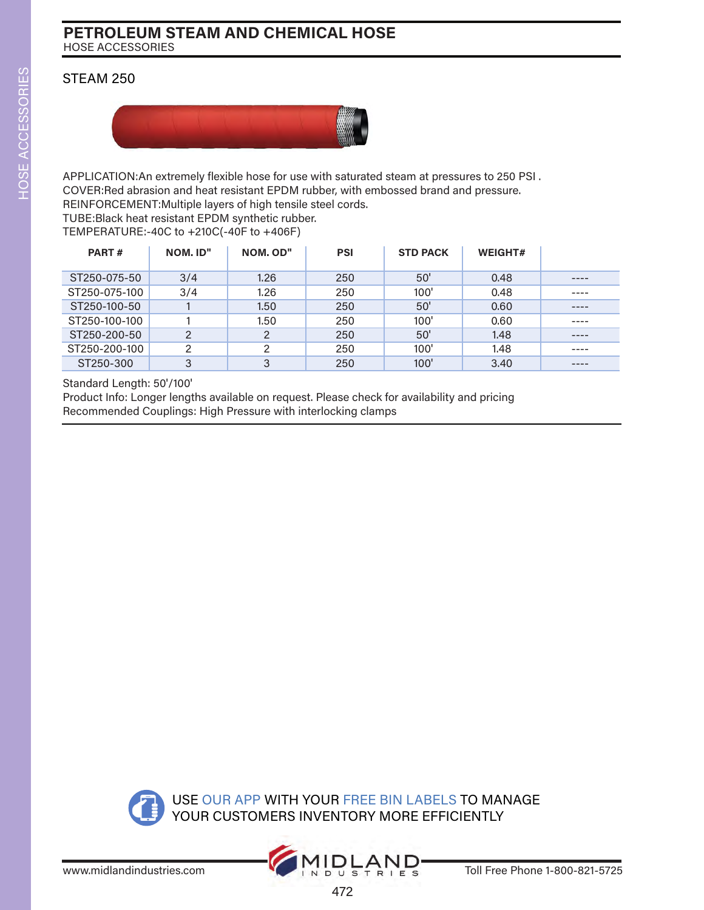# PETROLEUM STEAM AND CHEMICAL HOSE

HOSE ACCESSORIES

## STEAM 250

APPLICATION:An extremely flexible hose for use with saturated steam at pressures to 250 PSI .
COVER:Red abrasion and heat resistant EPDM rubber, with embossed brand and pressure.
REINFORCEMENT:Multiple layers of high tensile steel cords.
TUBE:Black heat resistant EPDM synthetic rubber.
TEMPERATURE:-40C to +210C(-40F to +406F)

| PART # | NOM. ID" | NOM. OD" | PSI | STD PACK | WEIGHT# | |
|---|---|---|---|---|---|---|
| ST250-075-50 | 3/4 | 1.26 | 250 | 50' | 0.48 | ---- |
| ST250-075-100 | 3/4 | 1.26 | 250 | 100' | 0.48 | ---- |
| ST250-100-50 | 1 | 1.50 | 250 | 50' | 0.60 | ---- |
| ST250-100-100 | 1 | 1.50 | 250 | 100' | 0.60 | ---- |
| ST250-200-50 | 2 | 2 | 250 | 50' | 1.48 | ---- |
| ST250-200-100 | 2 | 2 | 250 | 100' | 1.48 | ---- |
| ST250-300 | 3 | 3 | 250 | 100' | 3.40 | ---- |

Standard Length: 50'/100'
Product Info: Longer lengths available on request. Please check for availability and pricing
Recommended Couplings: High Pressure with interlocking clamps

USE OUR APP WITH YOUR FREE BIN LABELS TO MANAGE YOUR CUSTOMERS INVENTORY MORE EFFICIENTLY

www.midlandindustries.com

MIDLAND INDUSTRIES

Toll Free Phone 1-800-821-5725